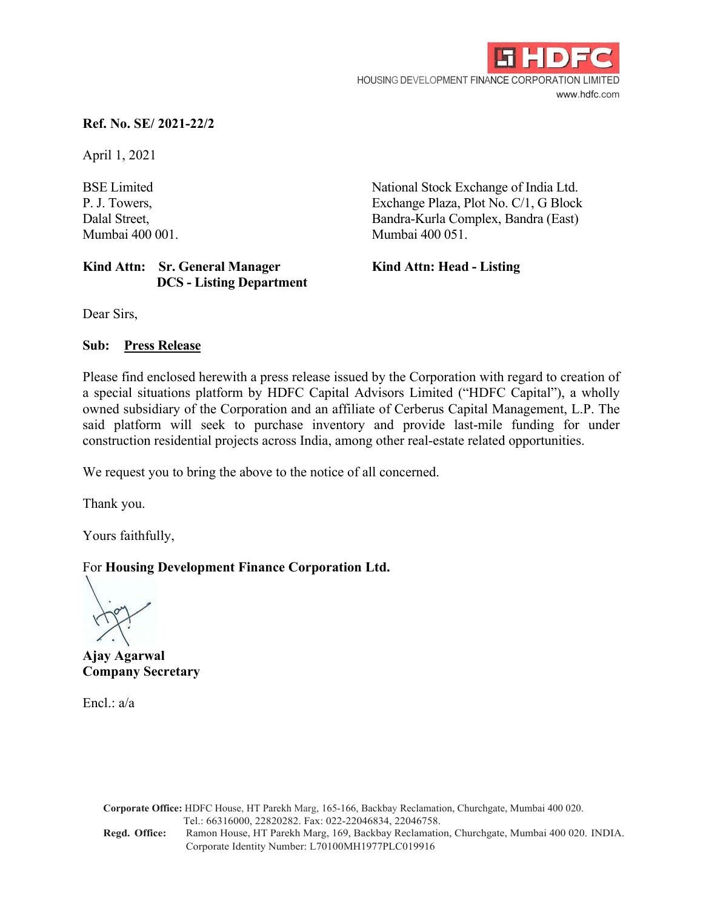HDFC

HOUSING DEVELOPMENT FINANCE CORPORATION LIMITED
www.hdfc.com

**Ref. No. SE/ 2021-22/2**

April 1, 2021

BSE Limited
P. J. Towers,
Dalal Street,
Mumbai 400 001.

**Kind Attn: Sr. General Manager**
**DCS - Listing Department**

National Stock Exchange of India Ltd.
Exchange Plaza, Plot No. C/1, G Block
Bandra-Kurla Complex, Bandra (East)
Mumbai 400 051.

**Kind Attn: Head - Listing**

Dear Sirs,

**Sub: Press Release**

Please find enclosed herewith a press release issued by the Corporation with regard to creation of a special situations platform by HDFC Capital Advisors Limited ("HDFC Capital"), a wholly owned subsidiary of the Corporation and an affiliate of Cerberus Capital Management, L.P. The said platform will seek to purchase inventory and provide last-mile funding for under construction residential projects across India, among other real-estate related opportunities.

We request you to bring the above to the notice of all concerned.

Thank you.

Yours faithfully,

For **Housing Development Finance Corporation Ltd.**

**Ajay Agarwal**
**Company Secretary**

Encl.: a/a

**Corporate Office:** HDFC House, HT Parekh Marg, 165-166, Backbay Reclamation, Churchgate, Mumbai 400 020.
Tel.: 66316000, 22820282. Fax: 022-22046834, 22046758.
**Regd. Office:** Ramon House, HT Parekh Marg, 169, Backbay Reclamation, Churchgate, Mumbai 400 020. INDIA.
Corporate Identity Number: L70100MH1977PLC019916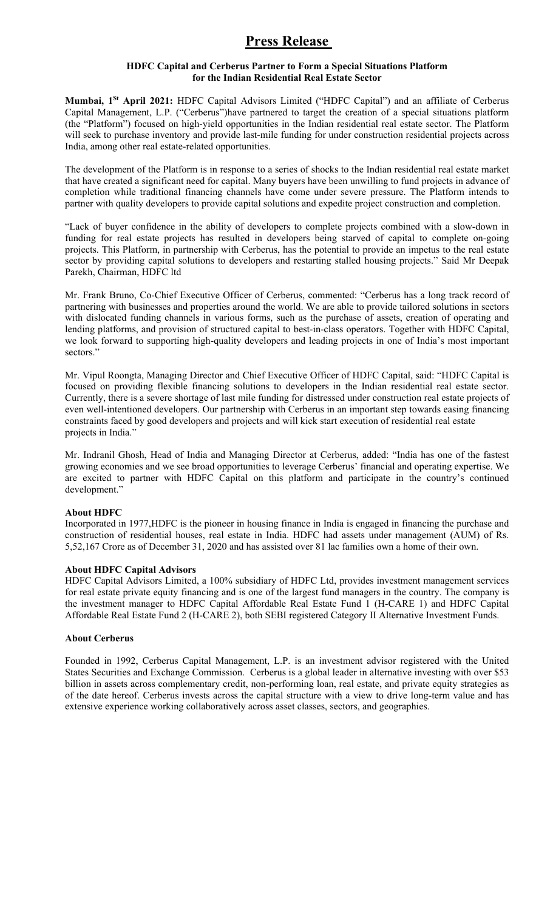# Press Release

**HDFC Capital and Cerberus Partner to Form a Special Situations Platform for the Indian Residential Real Estate Sector**

**Mumbai, 1st April 2021:** HDFC Capital Advisors Limited ("HDFC Capital") and an affiliate of Cerberus Capital Management, L.P. ("Cerberus")have partnered to target the creation of a special situations platform (the "Platform") focused on high-yield opportunities in the Indian residential real estate sector. The Platform will seek to purchase inventory and provide last-mile funding for under construction residential projects across India, among other real estate-related opportunities.

The development of the Platform is in response to a series of shocks to the Indian residential real estate market that have created a significant need for capital. Many buyers have been unwilling to fund projects in advance of completion while traditional financing channels have come under severe pressure. The Platform intends to partner with quality developers to provide capital solutions and expedite project construction and completion.

"Lack of buyer confidence in the ability of developers to complete projects combined with a slow-down in funding for real estate projects has resulted in developers being starved of capital to complete on-going projects. This Platform, in partnership with Cerberus, has the potential to provide an impetus to the real estate sector by providing capital solutions to developers and restarting stalled housing projects." Said Mr Deepak Parekh, Chairman, HDFC ltd

Mr. Frank Bruno, Co-Chief Executive Officer of Cerberus, commented: "Cerberus has a long track record of partnering with businesses and properties around the world. We are able to provide tailored solutions in sectors with dislocated funding channels in various forms, such as the purchase of assets, creation of operating and lending platforms, and provision of structured capital to best-in-class operators. Together with HDFC Capital, we look forward to supporting high-quality developers and leading projects in one of India's most important sectors."

Mr. Vipul Roongta, Managing Director and Chief Executive Officer of HDFC Capital, said: "HDFC Capital is focused on providing flexible financing solutions to developers in the Indian residential real estate sector. Currently, there is a severe shortage of last mile funding for distressed under construction real estate projects of even well-intentioned developers. Our partnership with Cerberus in an important step towards easing financing constraints faced by good developers and projects and will kick start execution of residential real estate projects in India."

Mr. Indranil Ghosh, Head of India and Managing Director at Cerberus, added: "India has one of the fastest growing economies and we see broad opportunities to leverage Cerberus' financial and operating expertise. We are excited to partner with HDFC Capital on this platform and participate in the country's continued development."

**About HDFC**

Incorporated in 1977,HDFC is the pioneer in housing finance in India is engaged in financing the purchase and construction of residential houses, real estate in India. HDFC had assets under management (AUM) of Rs. 5,52,167 Crore as of December 31, 2020 and has assisted over 81 lac families own a home of their own.

**About HDFC Capital Advisors**

HDFC Capital Advisors Limited, a 100% subsidiary of HDFC Ltd, provides investment management services for real estate private equity financing and is one of the largest fund managers in the country. The company is the investment manager to HDFC Capital Affordable Real Estate Fund 1 (H-CARE 1) and HDFC Capital Affordable Real Estate Fund 2 (H-CARE 2), both SEBI registered Category II Alternative Investment Funds.

**About Cerberus**

Founded in 1992, Cerberus Capital Management, L.P. is an investment advisor registered with the United States Securities and Exchange Commission. Cerberus is a global leader in alternative investing with over $53 billion in assets across complementary credit, non-performing loan, real estate, and private equity strategies as of the date hereof. Cerberus invests across the capital structure with a view to drive long-term value and has extensive experience working collaboratively across asset classes, sectors, and geographies.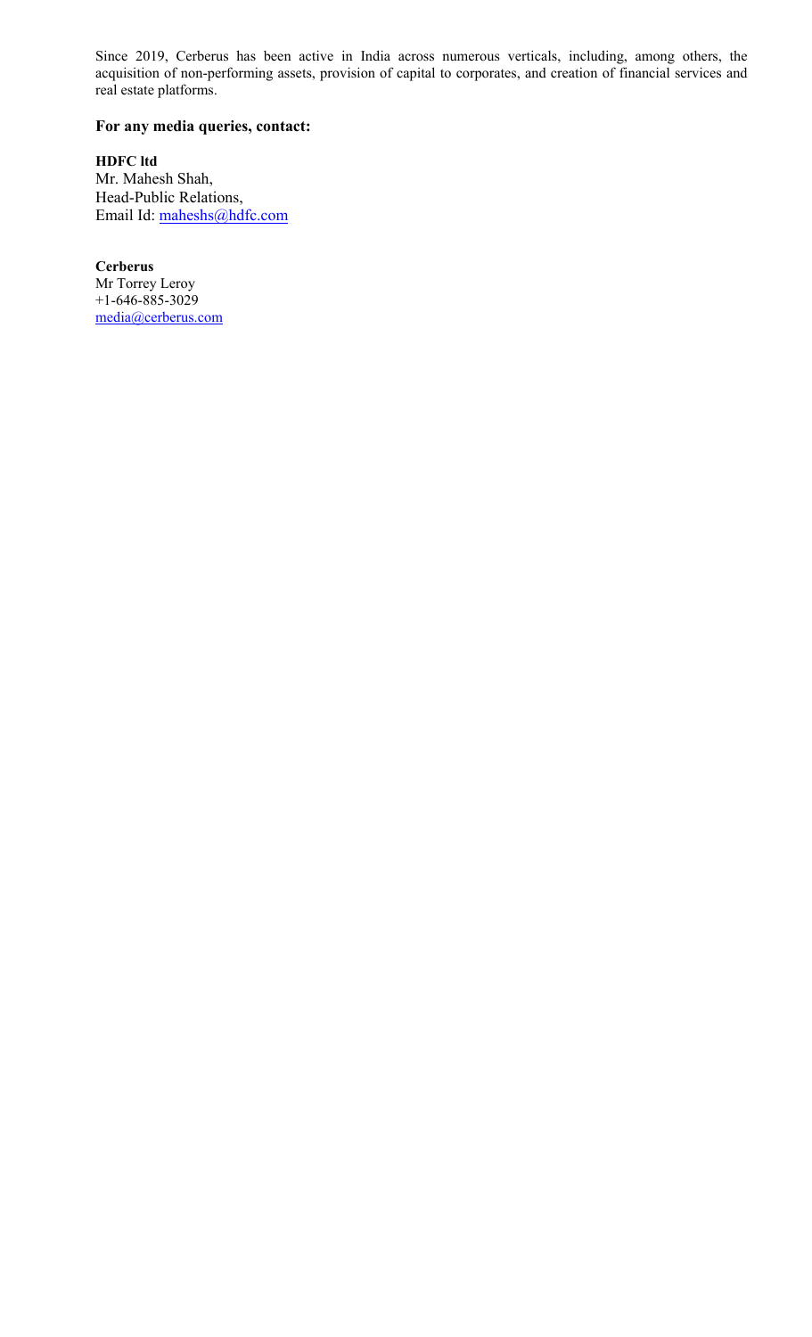Since 2019, Cerberus has been active in India across numerous verticals, including, among others, the acquisition of non-performing assets, provision of capital to corporates, and creation of financial services and real estate platforms.

**For any media queries, contact:**

**HDFC ltd**
Mr. Mahesh Shah,
Head-Public Relations,
Email Id: maheshs@hdfc.com

**Cerberus**
Mr Torrey Leroy
+1-646-885-3029
media@cerberus.com